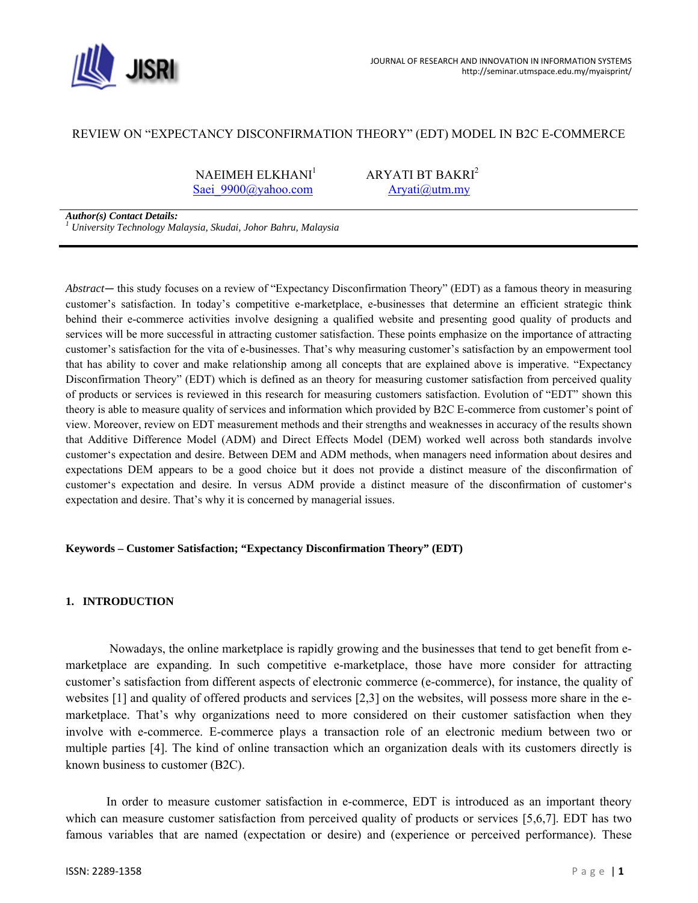# REVIEW ON "EXPECTANCY DISCONFIRMATION THEORY" (EDT) MODEL IN B2C E-COMMERCE

NAEIMEH ELKHANI[1] — Saei_9900@yahoo.com

ARYATI BT BAKRI[2] — Aryati@utm.my

***Author(s) Contact Details:***
*[1] University Technology Malaysia, Skudai, Johor Bahru, Malaysia*

---

*Abstract*— this study focuses on a review of "Expectancy Disconfirmation Theory" (EDT) as a famous theory in measuring customer's satisfaction. In today's competitive e-marketplace, e-businesses that determine an efficient strategic think behind their e-commerce activities involve designing a qualified website and presenting good quality of products and services will be more successful in attracting customer satisfaction. These points emphasize on the importance of attracting customer's satisfaction for the vita of e-businesses. That's why measuring customer's satisfaction by an empowerment tool that has ability to cover and make relationship among all concepts that are explained above is imperative. "Expectancy Disconfirmation Theory" (EDT) which is defined as an theory for measuring customer satisfaction from perceived quality of products or services is reviewed in this research for measuring customers satisfaction. Evolution of "EDT" shown this theory is able to measure quality of services and information which provided by B2C E-commerce from customer's point of view. Moreover, review on EDT measurement methods and their strengths and weaknesses in accuracy of the results shown that Additive Difference Model (ADM) and Direct Effects Model (DEM) worked well across both standards involve customer's expectation and desire. Between DEM and ADM methods, when managers need information about desires and expectations DEM appears to be a good choice but it does not provide a distinct measure of the disconfirmation of customer's expectation and desire. In versus ADM provide a distinct measure of the disconfirmation of customer's expectation and desire. That's why it is concerned by managerial issues.

**Keywords – Customer Satisfaction; "Expectancy Disconfirmation Theory" (EDT)**

## 1. INTRODUCTION

Nowadays, the online marketplace is rapidly growing and the businesses that tend to get benefit from e-marketplace are expanding. In such competitive e-marketplace, those have more consider for attracting customer's satisfaction from different aspects of electronic commerce (e-commerce), for instance, the quality of websites [1] and quality of offered products and services [2,3] on the websites, will possess more share in the e-marketplace. That's why organizations need to more considered on their customer satisfaction when they involve with e-commerce. E-commerce plays a transaction role of an electronic medium between two or multiple parties [4]. The kind of online transaction which an organization deals with its customers directly is known business to customer (B2C).

In order to measure customer satisfaction in e-commerce, EDT is introduced as an important theory which can measure customer satisfaction from perceived quality of products or services [5,6,7]. EDT has two famous variables that are named (expectation or desire) and (experience or perceived performance). These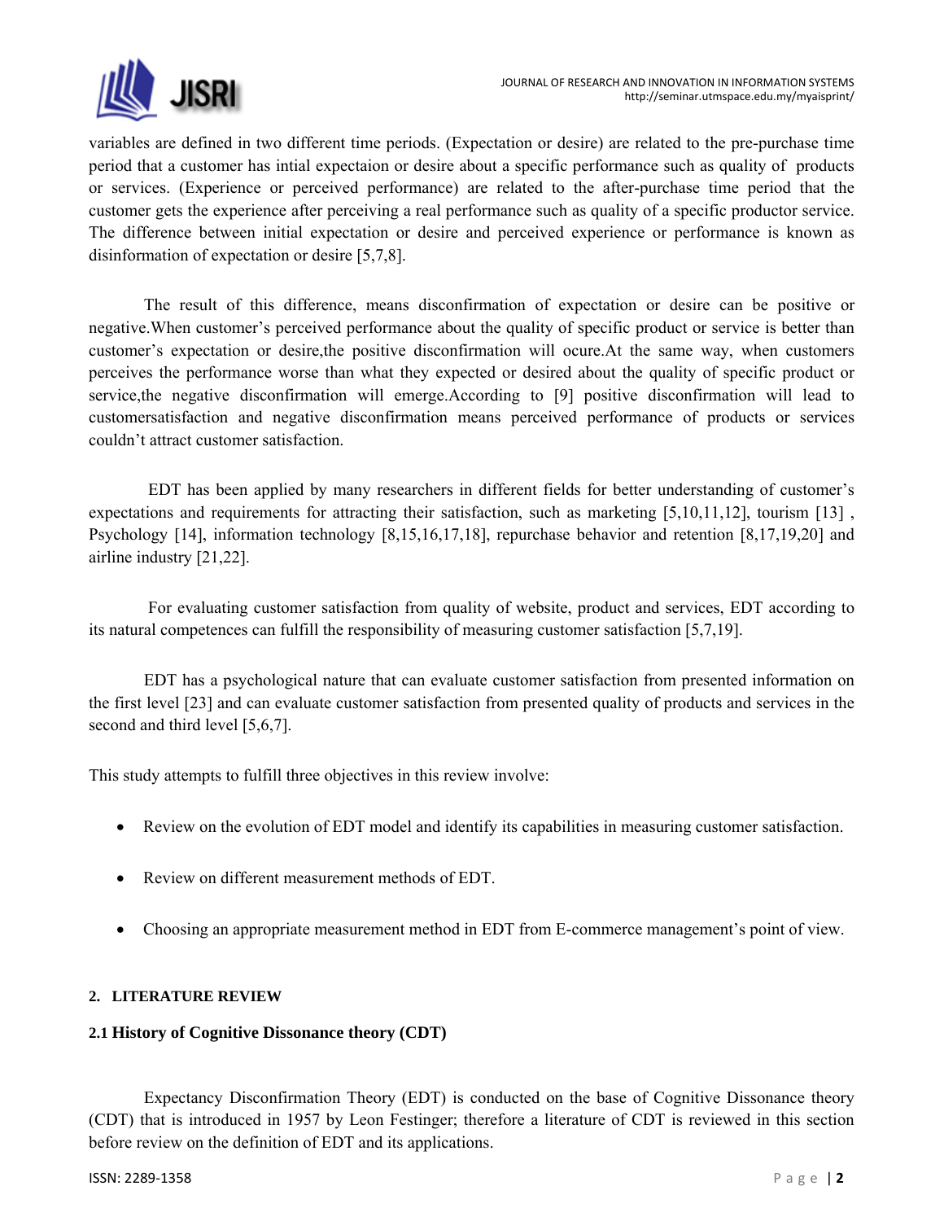variables are defined in two different time periods. (Expectation or desire) are related to the pre-purchase time period that a customer has intial expectaion or desire about a specific performance such as quality of products or services. (Experience or perceived performance) are related to the after-purchase time period that the customer gets the experience after perceiving a real performance such as quality of a specific productor service. The difference between initial expectation or desire and perceived experience or performance is known as disinformation of expectation or desire [5,7,8].

The result of this difference, means disconfirmation of expectation or desire can be positive or negative.When customer's perceived performance about the quality of specific product or service is better than customer's expectation or desire,the positive disconfirmation will ocure.At the same way, when customers perceives the performance worse than what they expected or desired about the quality of specific product or service,the negative disconfirmation will emerge.According to [9] positive disconfirmation will lead to customersatisfaction and negative disconfirmation means perceived performance of products or services couldn't attract customer satisfaction.

EDT has been applied by many researchers in different fields for better understanding of customer's expectations and requirements for attracting their satisfaction, such as marketing [5,10,11,12], tourism [13] , Psychology [14], information technology [8,15,16,17,18], repurchase behavior and retention [8,17,19,20] and airline industry [21,22].

For evaluating customer satisfaction from quality of website, product and services, EDT according to its natural competences can fulfill the responsibility of measuring customer satisfaction [5,7,19].

EDT has a psychological nature that can evaluate customer satisfaction from presented information on the first level [23] and can evaluate customer satisfaction from presented quality of products and services in the second and third level [5,6,7].

This study attempts to fulfill three objectives in this review involve:

- Review on the evolution of EDT model and identify its capabilities in measuring customer satisfaction.
- Review on different measurement methods of EDT.
- Choosing an appropriate measurement method in EDT from E-commerce management's point of view.

## 2. LITERATURE REVIEW

### 2.1 History of Cognitive Dissonance theory (CDT)

Expectancy Disconfirmation Theory (EDT) is conducted on the base of Cognitive Dissonance theory (CDT) that is introduced in 1957 by Leon Festinger; therefore a literature of CDT is reviewed in this section before review on the definition of EDT and its applications.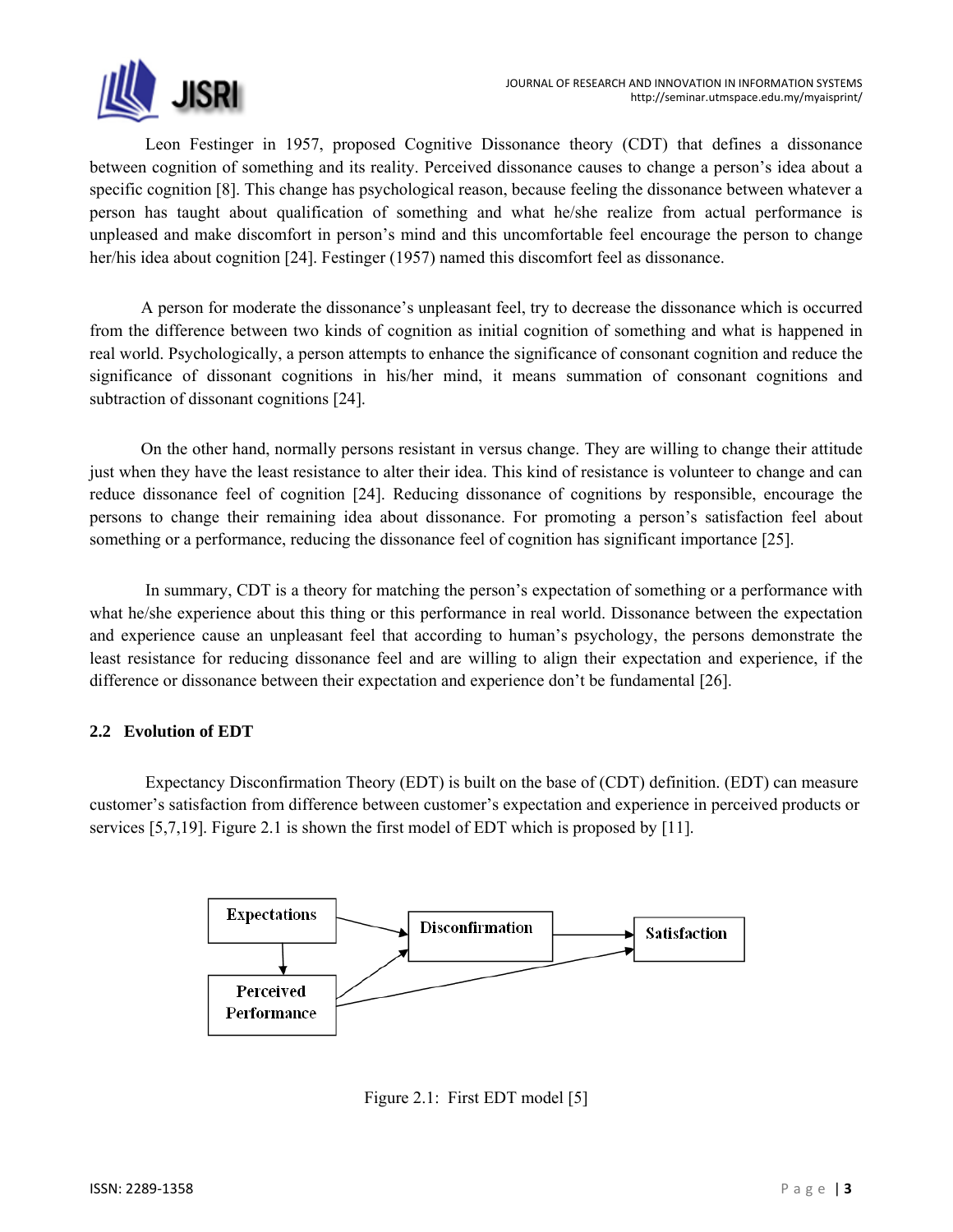Leon Festinger in 1957, proposed Cognitive Dissonance theory (CDT) that defines a dissonance between cognition of something and its reality. Perceived dissonance causes to change a person's idea about a specific cognition [8]. This change has psychological reason, because feeling the dissonance between whatever a person has taught about qualification of something and what he/she realize from actual performance is unpleased and make discomfort in person's mind and this uncomfortable feel encourage the person to change her/his idea about cognition [24]. Festinger (1957) named this discomfort feel as dissonance.

A person for moderate the dissonance's unpleasant feel, try to decrease the dissonance which is occurred from the difference between two kinds of cognition as initial cognition of something and what is happened in real world. Psychologically, a person attempts to enhance the significance of consonant cognition and reduce the significance of dissonant cognitions in his/her mind, it means summation of consonant cognitions and subtraction of dissonant cognitions [24].

On the other hand, normally persons resistant in versus change. They are willing to change their attitude just when they have the least resistance to alter their idea. This kind of resistance is volunteer to change and can reduce dissonance feel of cognition [24]. Reducing dissonance of cognitions by responsible, encourage the persons to change their remaining idea about dissonance. For promoting a person's satisfaction feel about something or a performance, reducing the dissonance feel of cognition has significant importance [25].

In summary, CDT is a theory for matching the person's expectation of something or a performance with what he/she experience about this thing or this performance in real world. Dissonance between the expectation and experience cause an unpleasant feel that according to human's psychology, the persons demonstrate the least resistance for reducing dissonance feel and are willing to align their expectation and experience, if the difference or dissonance between their expectation and experience don't be fundamental [26].

### 2.2 Evolution of EDT

Expectancy Disconfirmation Theory (EDT) is built on the base of (CDT) definition. (EDT) can measure customer's satisfaction from difference between customer's expectation and experience in perceived products or services [5,7,19]. Figure 2.1 is shown the first model of EDT which is proposed by [11].

Expectations → Disconfirmation → Satisfaction
Expectations → Perceived Performance
Perceived Performance → Disconfirmation
Perceived Performance → Satisfaction

Figure 2.1: First EDT model [5]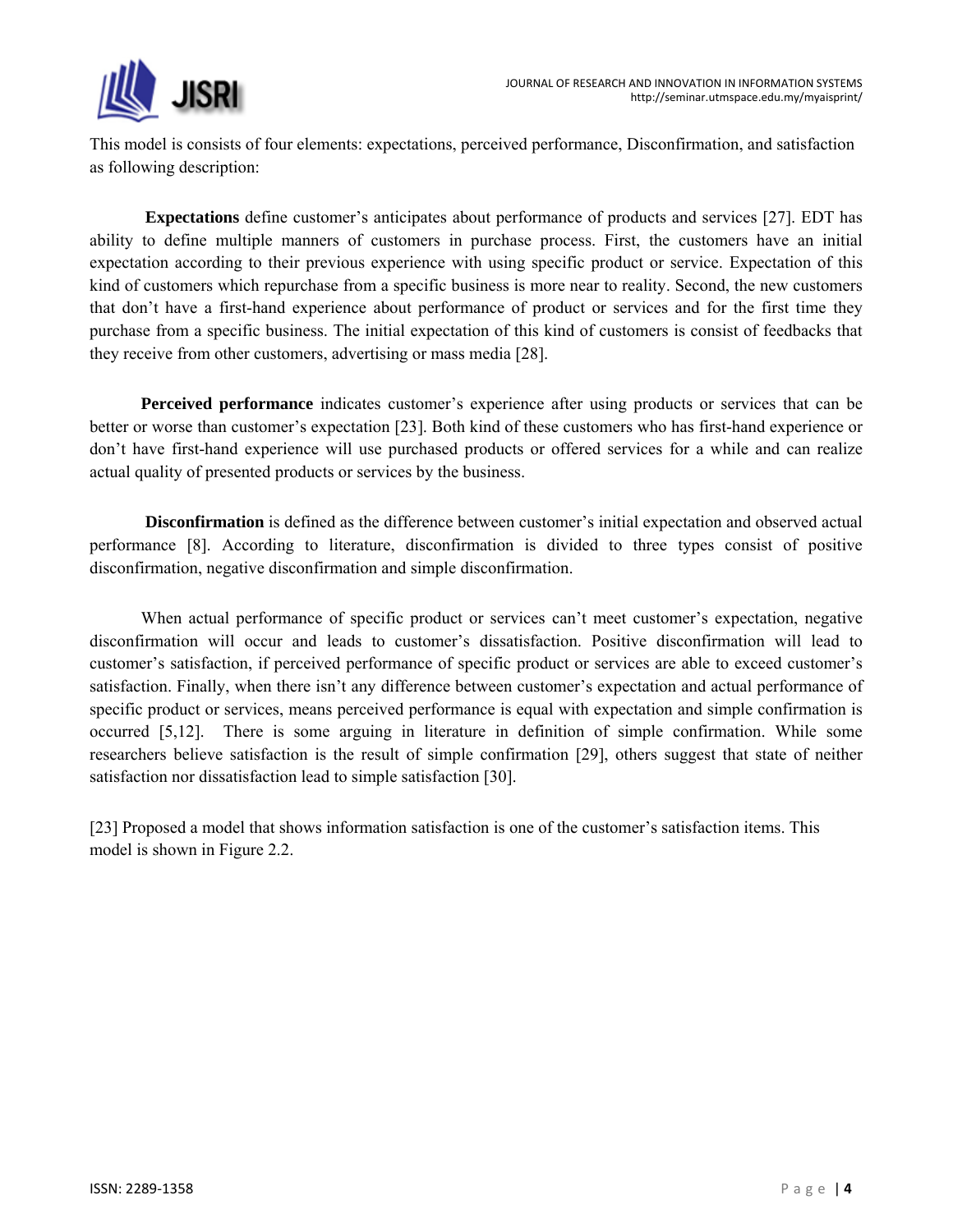This model is consists of four elements: expectations, perceived performance, Disconfirmation, and satisfaction as following description:

**Expectations** define customer's anticipates about performance of products and services [27]. EDT has ability to define multiple manners of customers in purchase process. First, the customers have an initial expectation according to their previous experience with using specific product or service. Expectation of this kind of customers which repurchase from a specific business is more near to reality. Second, the new customers that don't have a first-hand experience about performance of product or services and for the first time they purchase from a specific business. The initial expectation of this kind of customers is consist of feedbacks that they receive from other customers, advertising or mass media [28].

**Perceived performance** indicates customer's experience after using products or services that can be better or worse than customer's expectation [23]. Both kind of these customers who has first-hand experience or don't have first-hand experience will use purchased products or offered services for a while and can realize actual quality of presented products or services by the business.

**Disconfirmation** is defined as the difference between customer's initial expectation and observed actual performance [8]. According to literature, disconfirmation is divided to three types consist of positive disconfirmation, negative disconfirmation and simple disconfirmation.

When actual performance of specific product or services can't meet customer's expectation, negative disconfirmation will occur and leads to customer's dissatisfaction. Positive disconfirmation will lead to customer's satisfaction, if perceived performance of specific product or services are able to exceed customer's satisfaction. Finally, when there isn't any difference between customer's expectation and actual performance of specific product or services, means perceived performance is equal with expectation and simple confirmation is occurred [5,12]. There is some arguing in literature in definition of simple confirmation. While some researchers believe satisfaction is the result of simple confirmation [29], others suggest that state of neither satisfaction nor dissatisfaction lead to simple satisfaction [30].

[23] Proposed a model that shows information satisfaction is one of the customer's satisfaction items. This model is shown in Figure 2.2.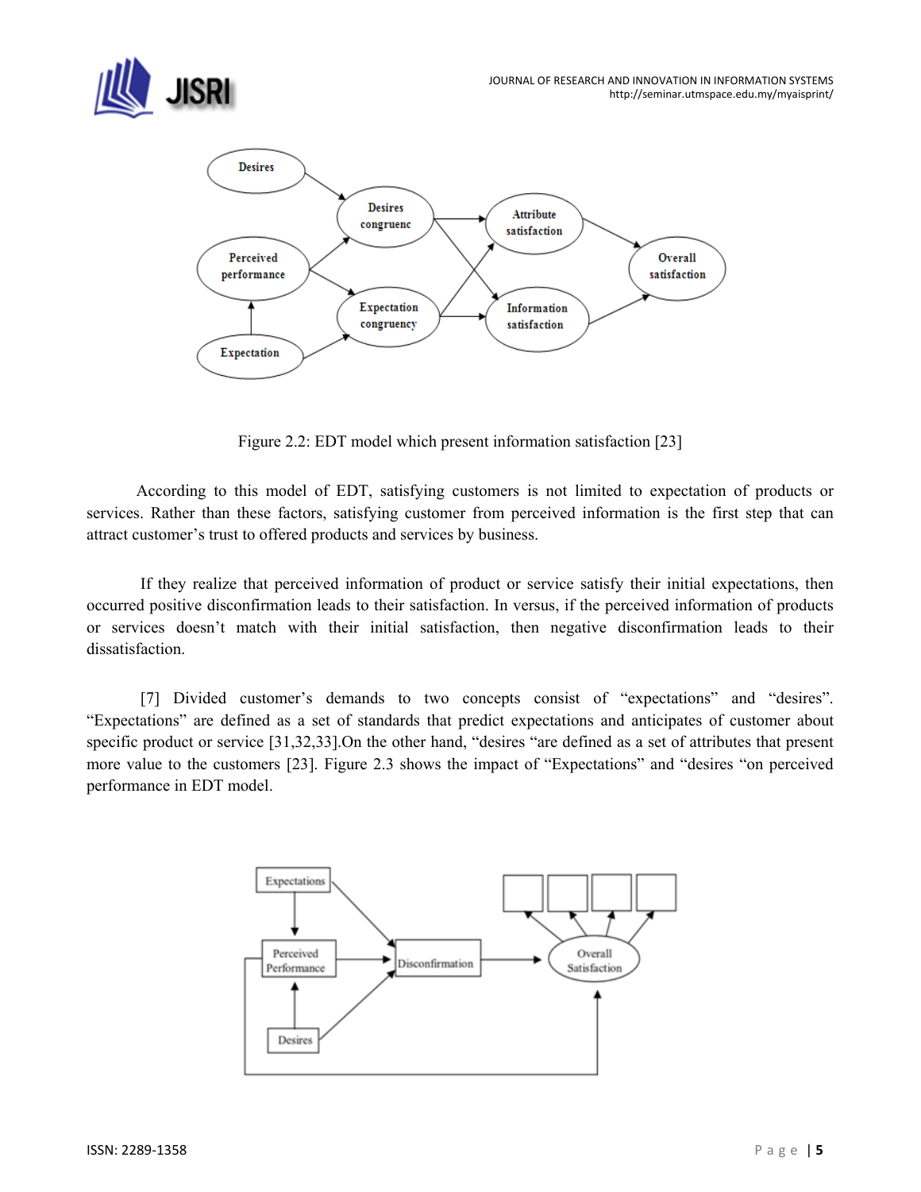Figure 2.2: EDT model which present information satisfaction [23]

According to this model of EDT, satisfying customers is not limited to expectation of products or services. Rather than these factors, satisfying customer from perceived information is the first step that can attract customer's trust to offered products and services by business.

If they realize that perceived information of product or service satisfy their initial expectations, then occurred positive disconfirmation leads to their satisfaction. In versus, if the perceived information of products or services doesn't match with their initial satisfaction, then negative disconfirmation leads to their dissatisfaction.

[7] Divided customer's demands to two concepts consist of "expectations" and "desires". "Expectations" are defined as a set of standards that predict expectations and anticipates of customer about specific product or service [31,32,33].On the other hand, "desires "are defined as a set of attributes that present more value to the customers [23]. Figure 2.3 shows the impact of "Expectations" and "desires "on perceived performance in EDT model.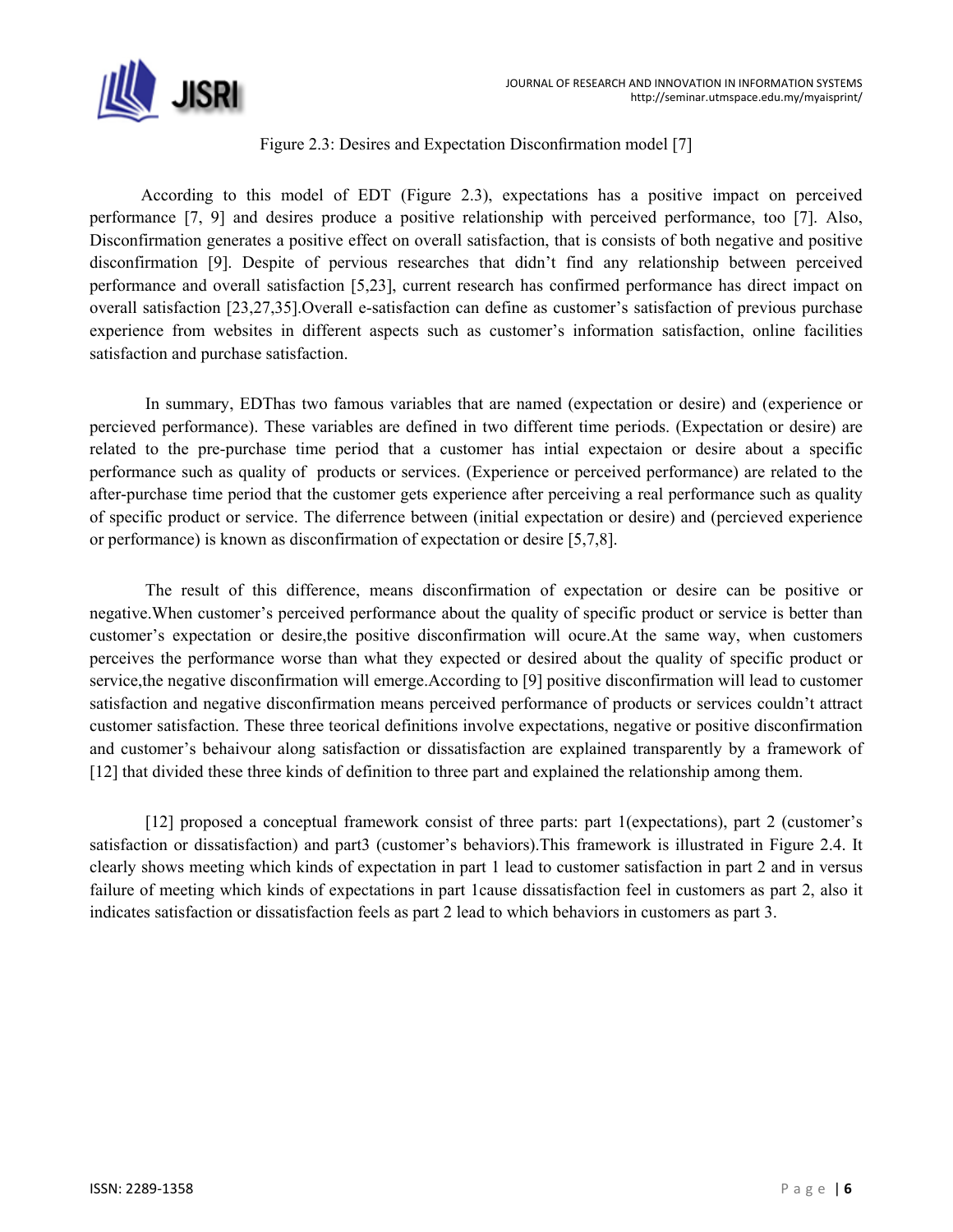Figure 2.3: Desires and Expectation Disconfirmation model [7]

According to this model of EDT (Figure 2.3), expectations has a positive impact on perceived performance [7, 9] and desires produce a positive relationship with perceived performance, too [7]. Also, Disconfirmation generates a positive effect on overall satisfaction, that is consists of both negative and positive disconfirmation [9]. Despite of pervious researches that didn't find any relationship between perceived performance and overall satisfaction [5,23], current research has confirmed performance has direct impact on overall satisfaction [23,27,35].Overall e-satisfaction can define as customer's satisfaction of previous purchase experience from websites in different aspects such as customer's information satisfaction, online facilities satisfaction and purchase satisfaction.

In summary, EDThas two famous variables that are named (expectation or desire) and (experience or percieved performance). These variables are defined in two different time periods. (Expectation or desire) are related to the pre-purchase time period that a customer has intial expectaion or desire about a specific performance such as quality of products or services. (Experience or perceived performance) are related to the after-purchase time period that the customer gets experience after perceiving a real performance such as quality of specific product or service. The diferrence between (initial expectation or desire) and (percieved experience or performance) is known as disconfirmation of expectation or desire [5,7,8].

The result of this difference, means disconfirmation of expectation or desire can be positive or negative.When customer's perceived performance about the quality of specific product or service is better than customer's expectation or desire,the positive disconfirmation will ocure.At the same way, when customers perceives the performance worse than what they expected or desired about the quality of specific product or service,the negative disconfirmation will emerge.According to [9] positive disconfirmation will lead to customer satisfaction and negative disconfirmation means perceived performance of products or services couldn't attract customer satisfaction. These three teorical definitions involve expectations, negative or positive disconfirmation and customer's behaivour along satisfaction or dissatisfaction are explained transparently by a framework of [12] that divided these three kinds of definition to three part and explained the relationship among them.

[12] proposed a conceptual framework consist of three parts: part 1(expectations), part 2 (customer's satisfaction or dissatisfaction) and part3 (customer's behaviors).This framework is illustrated in Figure 2.4. It clearly shows meeting which kinds of expectation in part 1 lead to customer satisfaction in part 2 and in versus failure of meeting which kinds of expectations in part 1cause dissatisfaction feel in customers as part 2, also it indicates satisfaction or dissatisfaction feels as part 2 lead to which behaviors in customers as part 3.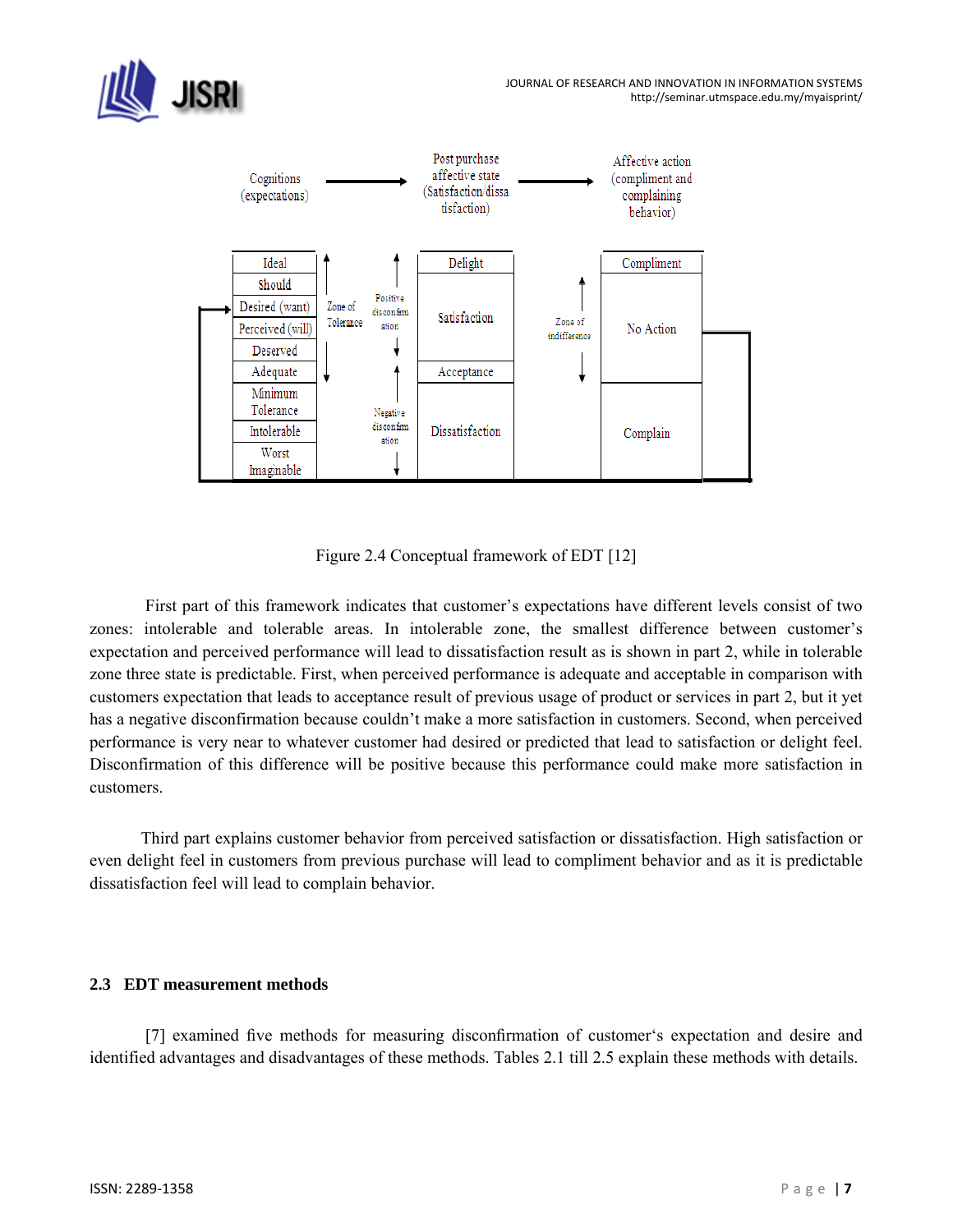| Cognitions (expectations) | → | Post purchase affective state (Satisfaction/dissatisfaction) | → | Affective action (compliment and complaining behavior) |
|---|---|---|---|---|
| Ideal | Zone of Tolerance / Positive disconfirmation | Delight | Zone of indifference | Compliment |
| Should | | Satisfaction | | No Action |
| Desired (want) | | | | |
| Perceived (will) | | | | |
| Deserved | | | | |
| Adequate | | Acceptance | | |
| Minimum Tolerance | Negative disconfirmation | Dissatisfaction | | Complain |
| Intolerable | | | | |
| Worst Imaginable | | | | |

Figure 2.4 Conceptual framework of EDT [12]

First part of this framework indicates that customer's expectations have different levels consist of two zones: intolerable and tolerable areas. In intolerable zone, the smallest difference between customer's expectation and perceived performance will lead to dissatisfaction result as is shown in part 2, while in tolerable zone three state is predictable. First, when perceived performance is adequate and acceptable in comparison with customers expectation that leads to acceptance result of previous usage of product or services in part 2, but it yet has a negative disconfirmation because couldn't make a more satisfaction in customers. Second, when perceived performance is very near to whatever customer had desired or predicted that lead to satisfaction or delight feel. Disconfirmation of this difference will be positive because this performance could make more satisfaction in customers.

Third part explains customer behavior from perceived satisfaction or dissatisfaction. High satisfaction or even delight feel in customers from previous purchase will lead to compliment behavior and as it is predictable dissatisfaction feel will lead to complain behavior.

## 2.3 EDT measurement methods

[7] examined five methods for measuring disconfirmation of customer's expectation and desire and identified advantages and disadvantages of these methods. Tables 2.1 till 2.5 explain these methods with details.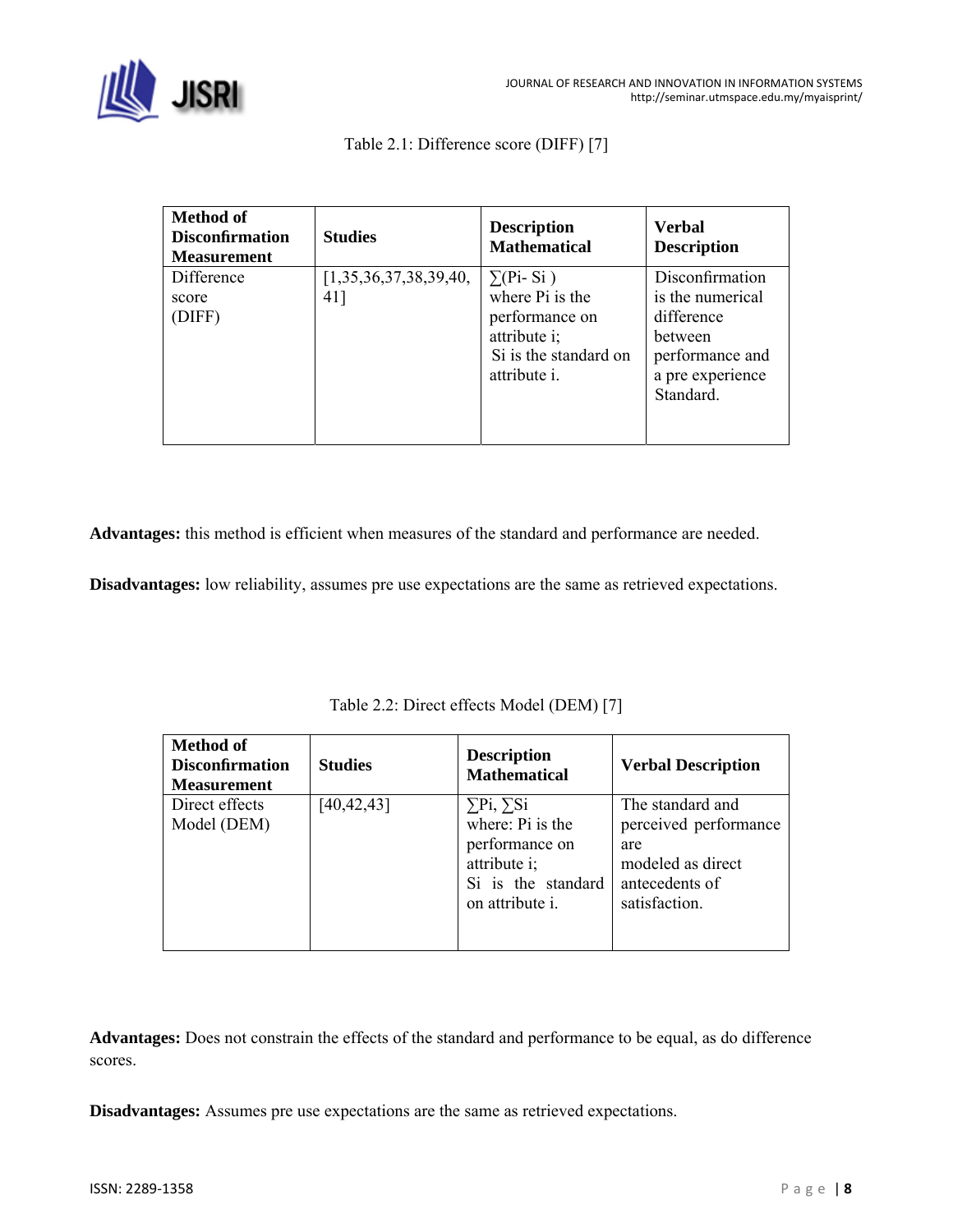Table 2.1: Difference score (DIFF) [7]

| Method of Disconfirmation Measurement | Studies | Description Mathematical | Verbal Description |
|---|---|---|---|
| Difference score (DIFF) | [1,35,36,37,38,39,40, 41] | $\sum(P_i - S_i)$ where $P_i$ is the performance on attribute i; $S_i$ is the standard on attribute i. | Disconfirmation is the numerical difference between performance and a pre experience Standard. |

**Advantages:** this method is efficient when measures of the standard and performance are needed.

**Disadvantages:** low reliability, assumes pre use expectations are the same as retrieved expectations.

Table 2.2: Direct effects Model (DEM) [7]

| Method of Disconfirmation Measurement | Studies | Description Mathematical | Verbal Description |
|---|---|---|---|
| Direct effects Model (DEM) | [40,42,43] | $\sum P_i$, $\sum S_i$ where: $P_i$ is the performance on attribute i; $S_i$ is the standard on attribute i. | The standard and perceived performance are modeled as direct antecedents of satisfaction. |

**Advantages:** Does not constrain the effects of the standard and performance to be equal, as do difference scores.

**Disadvantages:** Assumes pre use expectations are the same as retrieved expectations.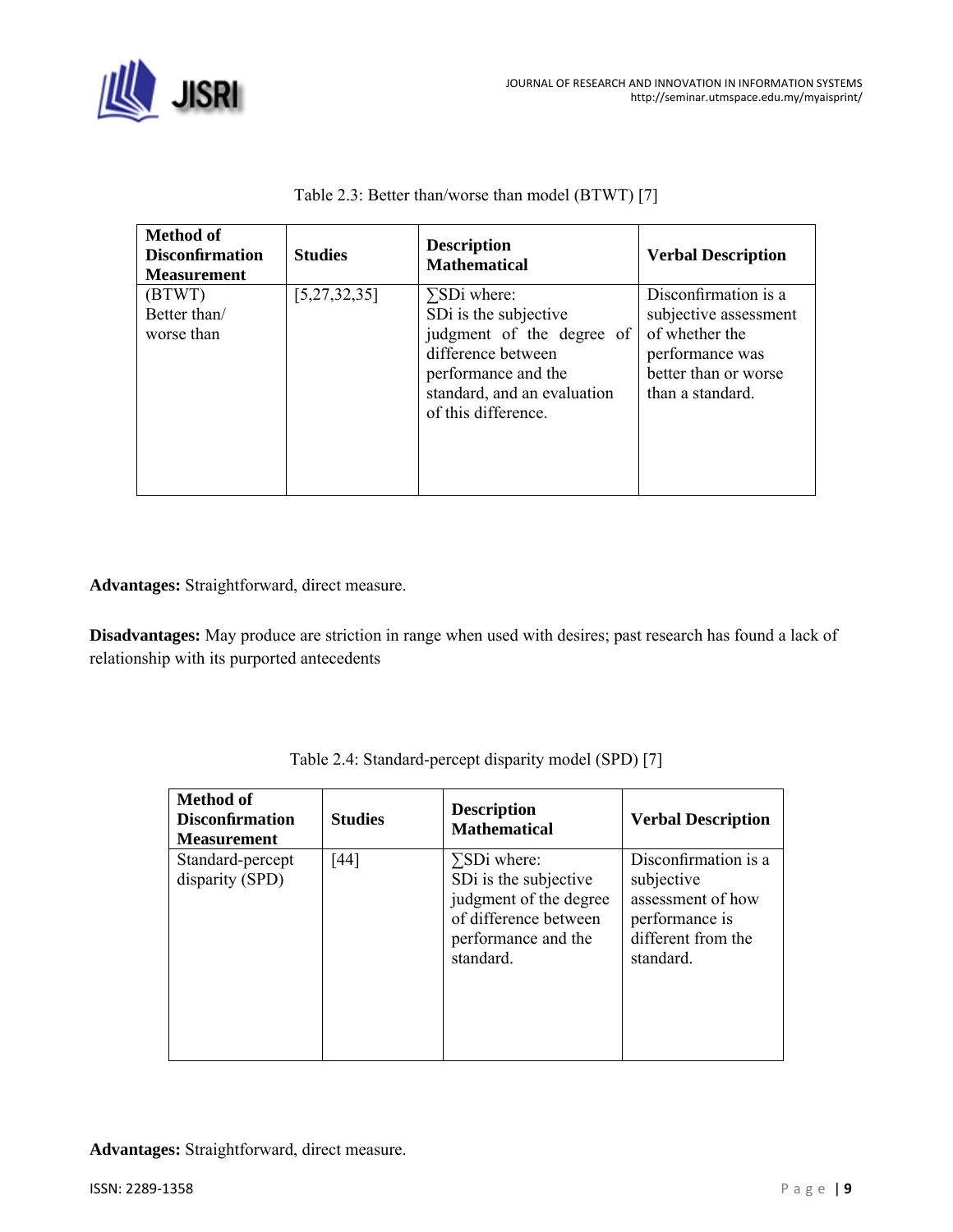Table 2.3: Better than/worse than model (BTWT) [7]

| Method of Disconfirmation Measurement | Studies | Description Mathematical | Verbal Description |
|---|---|---|---|
| (BTWT) Better than/ worse than | [5,27,32,35] | $\sum SDi$ where: SDi is the subjective judgment of the degree of difference between performance and the standard, and an evaluation of this difference. | Disconfirmation is a subjective assessment of whether the performance was better than or worse than a standard. |

**Advantages:** Straightforward, direct measure.

**Disadvantages:** May produce are striction in range when used with desires; past research has found a lack of relationship with its purported antecedents

Table 2.4: Standard-percept disparity model (SPD) [7]

| Method of Disconfirmation Measurement | Studies | Description Mathematical | Verbal Description |
|---|---|---|---|
| Standard-percept disparity (SPD) | [44] | $\sum SDi$ where: SDi is the subjective judgment of the degree of difference between performance and the standard. | Disconfirmation is a subjective assessment of how performance is different from the standard. |

**Advantages:** Straightforward, direct measure.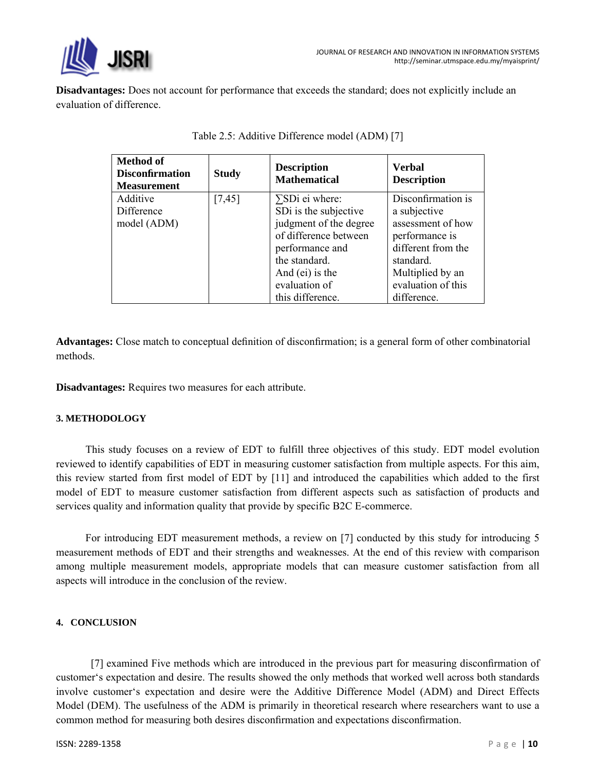**Disadvantages:** Does not account for performance that exceeds the standard; does not explicitly include an evaluation of difference.

Table 2.5: Additive Difference model (ADM) [7]

| Method of Disconfirmation Measurement | Study | Description Mathematical | Verbal Description |
|---|---|---|---|
| Additive Difference model (ADM) | [7,45] | $\sum SD_i e_i$ where: $SD_i$ is the subjective judgment of the degree of difference between performance and the standard. And ($e_i$) is the evaluation of this difference. | Disconfirmation is a subjective assessment of how performance is different from the standard. Multiplied by an evaluation of this difference. |

**Advantages:** Close match to conceptual definition of disconfirmation; is a general form of other combinatorial methods.

**Disadvantages:** Requires two measures for each attribute.

## 3. METHODOLOGY

This study focuses on a review of EDT to fulfill three objectives of this study. EDT model evolution reviewed to identify capabilities of EDT in measuring customer satisfaction from multiple aspects. For this aim, this review started from first model of EDT by [11] and introduced the capabilities which added to the first model of EDT to measure customer satisfaction from different aspects such as satisfaction of products and services quality and information quality that provide by specific B2C E-commerce.

For introducing EDT measurement methods, a review on [7] conducted by this study for introducing 5 measurement methods of EDT and their strengths and weaknesses. At the end of this review with comparison among multiple measurement models, appropriate models that can measure customer satisfaction from all aspects will introduce in the conclusion of the review.

## 4. CONCLUSION

[7] examined Five methods which are introduced in the previous part for measuring disconfirmation of customer's expectation and desire. The results showed the only methods that worked well across both standards involve customer's expectation and desire were the Additive Difference Model (ADM) and Direct Effects Model (DEM). The usefulness of the ADM is primarily in theoretical research where researchers want to use a common method for measuring both desires disconfirmation and expectations disconfirmation.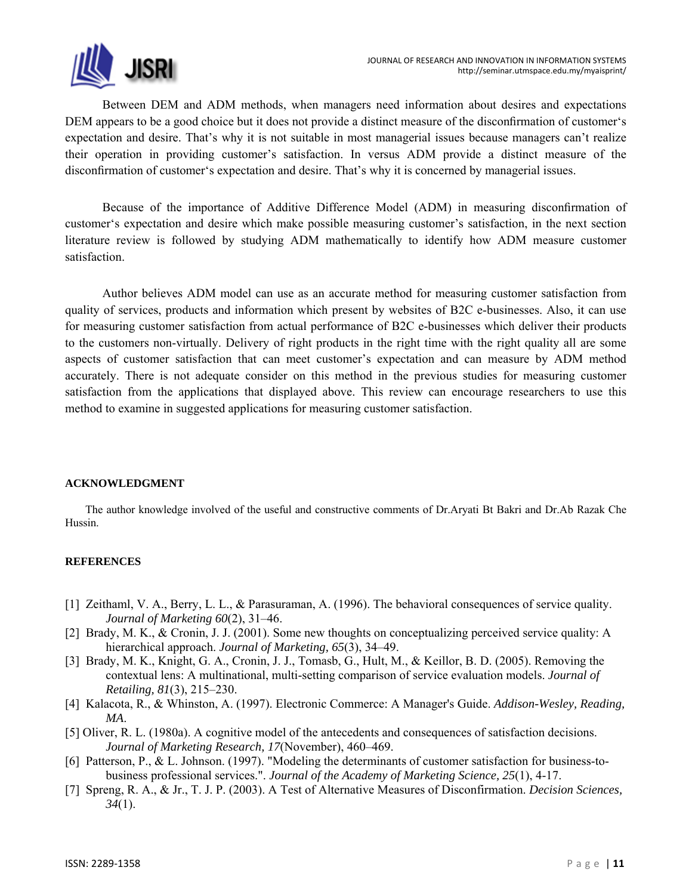Between DEM and ADM methods, when managers need information about desires and expectations DEM appears to be a good choice but it does not provide a distinct measure of the disconfirmation of customer's expectation and desire. That's why it is not suitable in most managerial issues because managers can't realize their operation in providing customer's satisfaction. In versus ADM provide a distinct measure of the disconfirmation of customer's expectation and desire. That's why it is concerned by managerial issues.

Because of the importance of Additive Difference Model (ADM) in measuring disconfirmation of customer's expectation and desire which make possible measuring customer's satisfaction, in the next section literature review is followed by studying ADM mathematically to identify how ADM measure customer satisfaction.

Author believes ADM model can use as an accurate method for measuring customer satisfaction from quality of services, products and information which present by websites of B2C e-businesses. Also, it can use for measuring customer satisfaction from actual performance of B2C e-businesses which deliver their products to the customers non-virtually. Delivery of right products in the right time with the right quality all are some aspects of customer satisfaction that can meet customer's expectation and can measure by ADM method accurately. There is not adequate consider on this method in the previous studies for measuring customer satisfaction from the applications that displayed above. This review can encourage researchers to use this method to examine in suggested applications for measuring customer satisfaction.

**ACKNOWLEDGMENT**

The author knowledge involved of the useful and constructive comments of Dr.Aryati Bt Bakri and Dr.Ab Razak Che Hussin.

**REFERENCES**

[1] Zeithaml, V. A., Berry, L. L., & Parasuraman, A. (1996). The behavioral consequences of service quality. *Journal of Marketing 60*(2), 31–46.

[2] Brady, M. K., & Cronin, J. J. (2001). Some new thoughts on conceptualizing perceived service quality: A hierarchical approach. *Journal of Marketing, 65*(3), 34–49.

[3] Brady, M. K., Knight, G. A., Cronin, J. J., Tomasb, G., Hult, M., & Keillor, B. D. (2005). Removing the contextual lens: A multinational, multi-setting comparison of service evaluation models. *Journal of Retailing, 81*(3), 215–230.

[4] Kalacota, R., & Whinston, A. (1997). Electronic Commerce: A Manager's Guide. *Addison-Wesley, Reading, MA*.

[5] Oliver, R. L. (1980a). A cognitive model of the antecedents and consequences of satisfaction decisions. *Journal of Marketing Research, 17*(November), 460–469.

[6] Patterson, P., & L. Johnson. (1997). "Modeling the determinants of customer satisfaction for business-to-business professional services.". *Journal of the Academy of Marketing Science, 25*(1), 4-17.

[7] Spreng, R. A., & Jr., T. J. P. (2003). A Test of Alternative Measures of Disconfirmation. *Decision Sciences, 34*(1).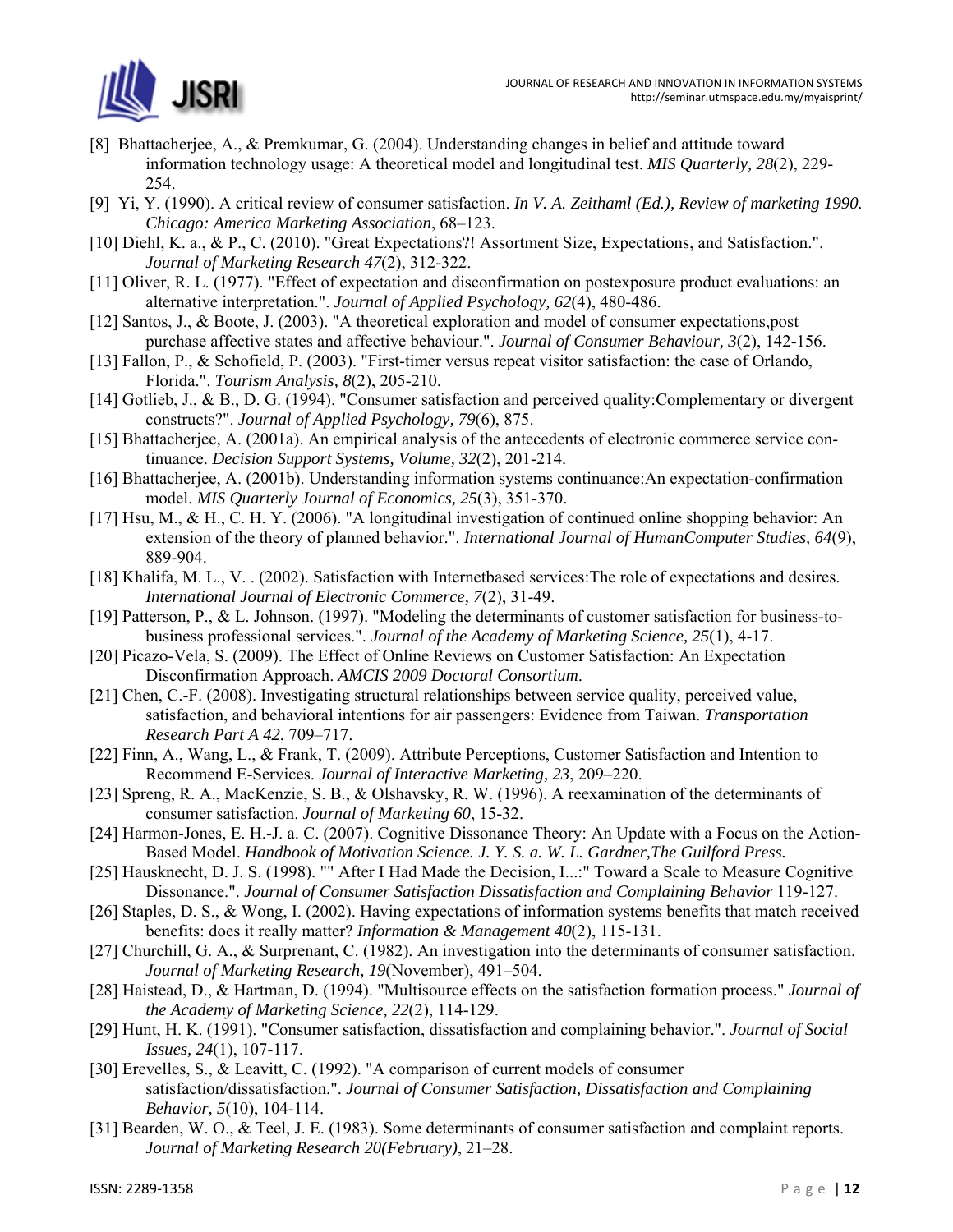[8] Bhattacherjee, A., & Premkumar, G. (2004). Understanding changes in belief and attitude toward information technology usage: A theoretical model and longitudinal test. *MIS Quarterly, 28*(2), 229-254.

[9] Yi, Y. (1990). A critical review of consumer satisfaction. *In V. A. Zeithaml (Ed.), Review of marketing 1990. Chicago: America Marketing Association*, 68–123.

[10] Diehl, K. a., & P., C. (2010). "Great Expectations?! Assortment Size, Expectations, and Satisfaction.". *Journal of Marketing Research 47*(2), 312-322.

[11] Oliver, R. L. (1977). "Effect of expectation and disconfirmation on postexposure product evaluations: an alternative interpretation.". *Journal of Applied Psychology, 62*(4), 480-486.

[12] Santos, J., & Boote, J. (2003). "A theoretical exploration and model of consumer expectations,post purchase affective states and affective behaviour.". *Journal of Consumer Behaviour, 3*(2), 142-156.

[13] Fallon, P., & Schofield, P. (2003). "First-timer versus repeat visitor satisfaction: the case of Orlando, Florida.". *Tourism Analysis, 8*(2), 205-210.

[14] Gotlieb, J., & B., D. G. (1994). "Consumer satisfaction and perceived quality:Complementary or divergent constructs?". *Journal of Applied Psychology, 79*(6), 875.

[15] Bhattacherjee, A. (2001a). An empirical analysis of the antecedents of electronic commerce service continuance. *Decision Support Systems, Volume, 32*(2), 201-214.

[16] Bhattacherjee, A. (2001b). Understanding information systems continuance:An expectation-confirmation model. *MIS Quarterly Journal of Economics, 25*(3), 351-370.

[17] Hsu, M., & H., C. H. Y. (2006). "A longitudinal investigation of continued online shopping behavior: An extension of the theory of planned behavior.". *International Journal of HumanComputer Studies, 64*(9), 889-904.

[18] Khalifa, M. L., V. . (2002). Satisfaction with Internetbased services:The role of expectations and desires. *International Journal of Electronic Commerce, 7*(2), 31-49.

[19] Patterson, P., & L. Johnson. (1997). "Modeling the determinants of customer satisfaction for business-to-business professional services.". *Journal of the Academy of Marketing Science, 25*(1), 4-17.

[20] Picazo-Vela, S. (2009). The Effect of Online Reviews on Customer Satisfaction: An Expectation Disconfirmation Approach. *AMCIS 2009 Doctoral Consortium*.

[21] Chen, C.-F. (2008). Investigating structural relationships between service quality, perceived value, satisfaction, and behavioral intentions for air passengers: Evidence from Taiwan. *Transportation Research Part A 42*, 709–717.

[22] Finn, A., Wang, L., & Frank, T. (2009). Attribute Perceptions, Customer Satisfaction and Intention to Recommend E-Services. *Journal of Interactive Marketing, 23*, 209–220.

[23] Spreng, R. A., MacKenzie, S. B., & Olshavsky, R. W. (1996). A reexamination of the determinants of consumer satisfaction. *Journal of Marketing 60*, 15-32.

[24] Harmon-Jones, E. H.-J. a. C. (2007). Cognitive Dissonance Theory: An Update with a Focus on the Action-Based Model. *Handbook of Motivation Science. J. Y. S. a. W. L. Gardner,The Guilford Press.*

[25] Hausknecht, D. J. S. (1998). "" After I Had Made the Decision, I...:" Toward a Scale to Measure Cognitive Dissonance.". *Journal of Consumer Satisfaction Dissatisfaction and Complaining Behavior* 119-127.

[26] Staples, D. S., & Wong, I. (2002). Having expectations of information systems benefits that match received benefits: does it really matter? *Information & Management 40*(2), 115-131.

[27] Churchill, G. A., & Surprenant, C. (1982). An investigation into the determinants of consumer satisfaction. *Journal of Marketing Research, 19*(November), 491–504.

[28] Haistead, D., & Hartman, D. (1994). "Multisource effects on the satisfaction formation process." *Journal of the Academy of Marketing Science, 22*(2), 114-129.

[29] Hunt, H. K. (1991). "Consumer satisfaction, dissatisfaction and complaining behavior.". *Journal of Social Issues, 24*(1), 107-117.

[30] Erevelles, S., & Leavitt, C. (1992). "A comparison of current models of consumer satisfaction/dissatisfaction.". *Journal of Consumer Satisfaction, Dissatisfaction and Complaining Behavior, 5*(10), 104-114.

[31] Bearden, W. O., & Teel, J. E. (1983). Some determinants of consumer satisfaction and complaint reports. *Journal of Marketing Research 20(February)*, 21–28.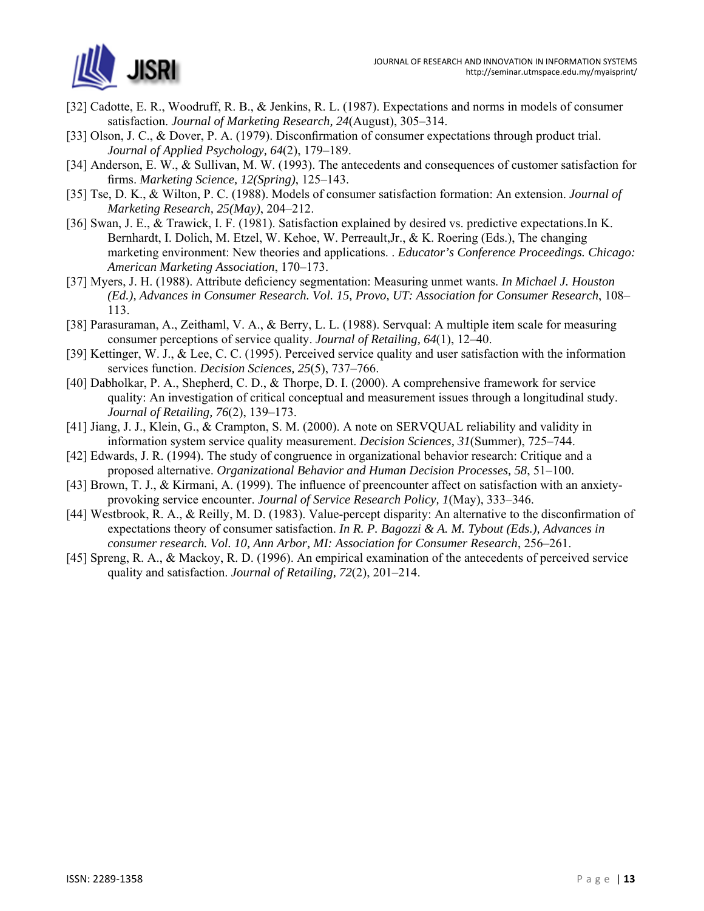[32] Cadotte, E. R., Woodruff, R. B., & Jenkins, R. L. (1987). Expectations and norms in models of consumer satisfaction. *Journal of Marketing Research, 24*(August), 305–314.

[33] Olson, J. C., & Dover, P. A. (1979). Disconfirmation of consumer expectations through product trial. *Journal of Applied Psychology, 64*(2), 179–189.

[34] Anderson, E. W., & Sullivan, M. W. (1993). The antecedents and consequences of customer satisfaction for firms. *Marketing Science, 12(Spring)*, 125–143.

[35] Tse, D. K., & Wilton, P. C. (1988). Models of consumer satisfaction formation: An extension. *Journal of Marketing Research, 25(May)*, 204–212.

[36] Swan, J. E., & Trawick, I. F. (1981). Satisfaction explained by desired vs. predictive expectations.In K. Bernhardt, I. Dolich, M. Etzel, W. Kehoe, W. Perreault,Jr., & K. Roering (Eds.), The changing marketing environment: New theories and applications. . *Educator's Conference Proceedings. Chicago: American Marketing Association*, 170–173.

[37] Myers, J. H. (1988). Attribute deficiency segmentation: Measuring unmet wants. *In Michael J. Houston (Ed.), Advances in Consumer Research. Vol. 15, Provo, UT: Association for Consumer Research*, 108–113.

[38] Parasuraman, A., Zeithaml, V. A., & Berry, L. L. (1988). Servqual: A multiple item scale for measuring consumer perceptions of service quality. *Journal of Retailing, 64*(1), 12–40.

[39] Kettinger, W. J., & Lee, C. C. (1995). Perceived service quality and user satisfaction with the information services function. *Decision Sciences, 25*(5), 737–766.

[40] Dabholkar, P. A., Shepherd, C. D., & Thorpe, D. I. (2000). A comprehensive framework for service quality: An investigation of critical conceptual and measurement issues through a longitudinal study. *Journal of Retailing, 76*(2), 139–173.

[41] Jiang, J. J., Klein, G., & Crampton, S. M. (2000). A note on SERVQUAL reliability and validity in information system service quality measurement. *Decision Sciences, 31*(Summer), 725–744.

[42] Edwards, J. R. (1994). The study of congruence in organizational behavior research: Critique and a proposed alternative. *Organizational Behavior and Human Decision Processes, 58*, 51–100.

[43] Brown, T. J., & Kirmani, A. (1999). The influence of preencounter affect on satisfaction with an anxiety-provoking service encounter. *Journal of Service Research Policy, 1*(May), 333–346.

[44] Westbrook, R. A., & Reilly, M. D. (1983). Value-percept disparity: An alternative to the disconfirmation of expectations theory of consumer satisfaction. *In R. P. Bagozzi & A. M. Tybout (Eds.), Advances in consumer research. Vol. 10, Ann Arbor, MI: Association for Consumer Research*, 256–261.

[45] Spreng, R. A., & Mackoy, R. D. (1996). An empirical examination of the antecedents of perceived service quality and satisfaction. *Journal of Retailing, 72*(2), 201–214.